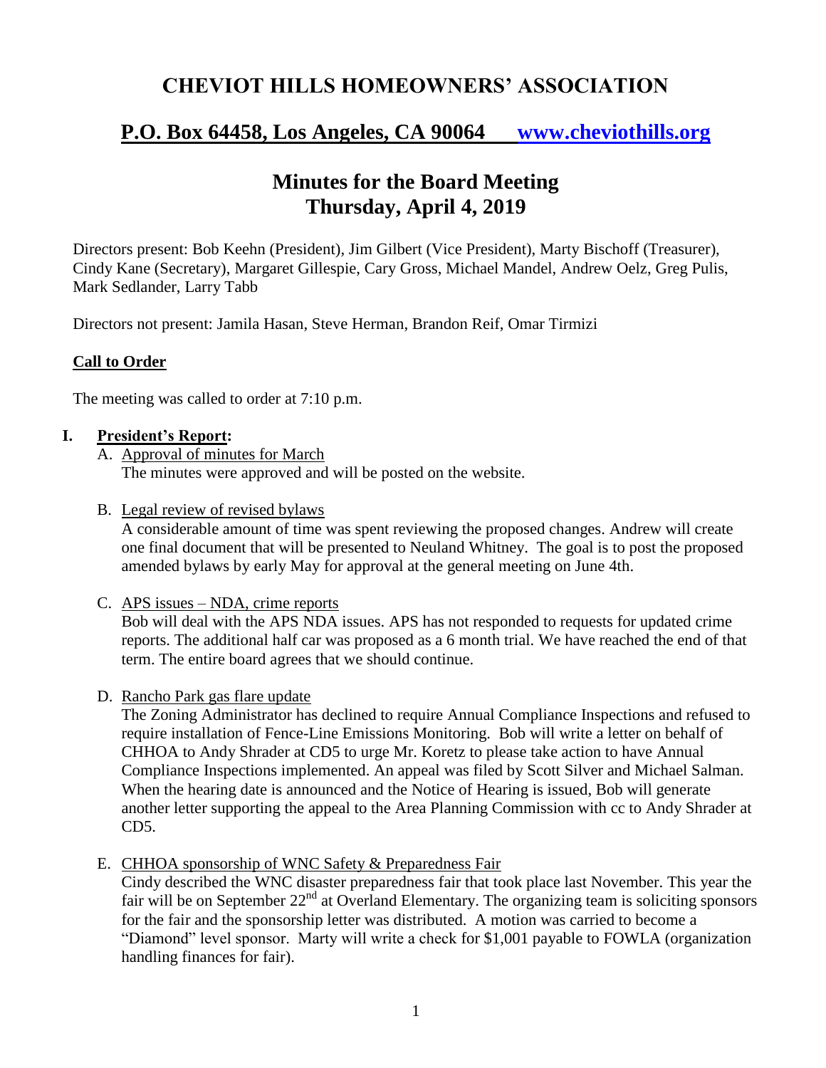# CHEVIOT HILLS HOMEOWNERS' ASSOCIATION

## P.O. Box 64458, Los Angeles, CA 90064 www.cheviothills.org

## Minutes for the Board Meeting
## Thursday, April 4, 2019

Directors present: Bob Keehn (President), Jim Gilbert (Vice President), Marty Bischoff (Treasurer), Cindy Kane (Secretary), Margaret Gillespie, Cary Gross, Michael Mandel, Andrew Oelz, Greg Pulis, Mark Sedlander, Larry Tabb

Directors not present: Jamila Hasan, Steve Herman, Brandon Reif, Omar Tirmizi

### Call to Order

The meeting was called to order at 7:10 p.m.

### I. President's Report:

A. Approval of minutes for March
The minutes were approved and will be posted on the website.

B. Legal review of revised bylaws
A considerable amount of time was spent reviewing the proposed changes. Andrew will create one final document that will be presented to Neuland Whitney. The goal is to post the proposed amended bylaws by early May for approval at the general meeting on June 4th.

C. APS issues – NDA, crime reports
Bob will deal with the APS NDA issues. APS has not responded to requests for updated crime reports. The additional half car was proposed as a 6 month trial. We have reached the end of that term. The entire board agrees that we should continue.

D. Rancho Park gas flare update
The Zoning Administrator has declined to require Annual Compliance Inspections and refused to require installation of Fence-Line Emissions Monitoring. Bob will write a letter on behalf of CHHOA to Andy Shrader at CD5 to urge Mr. Koretz to please take action to have Annual Compliance Inspections implemented. An appeal was filed by Scott Silver and Michael Salman. When the hearing date is announced and the Notice of Hearing is issued, Bob will generate another letter supporting the appeal to the Area Planning Commission with cc to Andy Shrader at CD5.

E. CHHOA sponsorship of WNC Safety & Preparedness Fair
Cindy described the WNC disaster preparedness fair that took place last November. This year the fair will be on September 22nd at Overland Elementary. The organizing team is soliciting sponsors for the fair and the sponsorship letter was distributed. A motion was carried to become a "Diamond" level sponsor. Marty will write a check for $1,001 payable to FOWLA (organization handling finances for fair).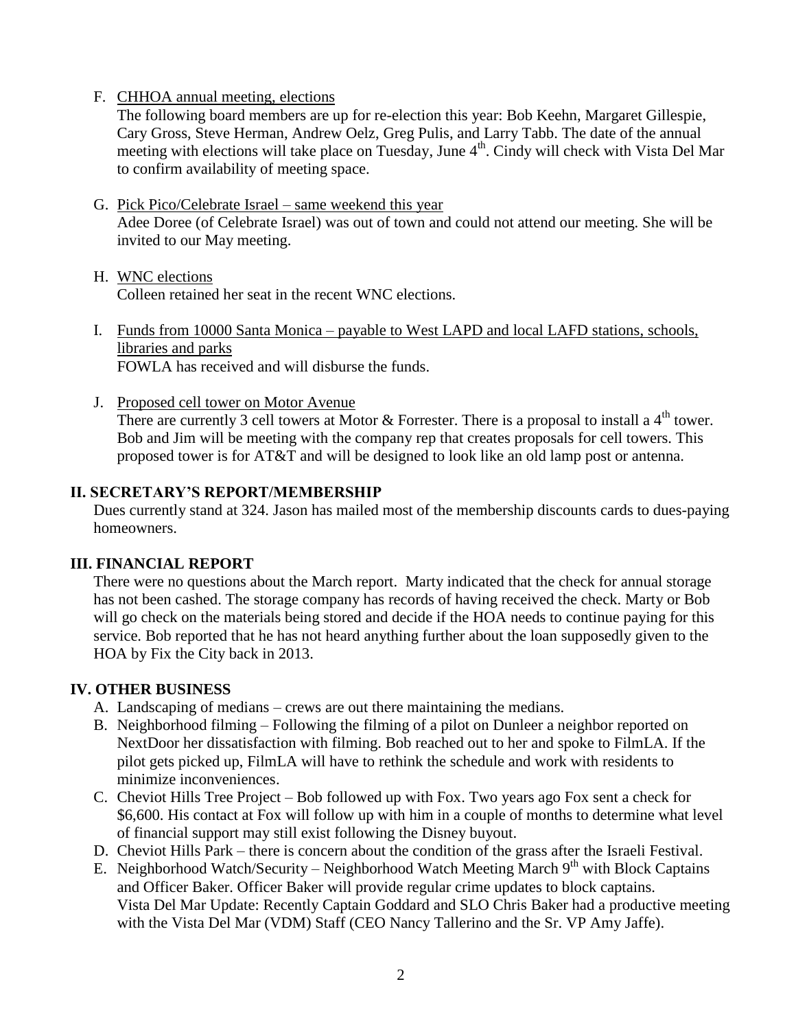F. CHHOA annual meeting, elections

The following board members are up for re-election this year: Bob Keehn, Margaret Gillespie, Cary Gross, Steve Herman, Andrew Oelz, Greg Pulis, and Larry Tabb. The date of the annual meeting with elections will take place on Tuesday, June 4th. Cindy will check with Vista Del Mar to confirm availability of meeting space.

G. Pick Pico/Celebrate Israel – same weekend this year

Adee Doree (of Celebrate Israel) was out of town and could not attend our meeting. She will be invited to our May meeting.

H. WNC elections

Colleen retained her seat in the recent WNC elections.

I. Funds from 10000 Santa Monica – payable to West LAPD and local LAFD stations, schools, libraries and parks

FOWLA has received and will disburse the funds.

J. Proposed cell tower on Motor Avenue

There are currently 3 cell towers at Motor & Forrester. There is a proposal to install a 4th tower. Bob and Jim will be meeting with the company rep that creates proposals for cell towers. This proposed tower is for AT&T and will be designed to look like an old lamp post or antenna.

## II. SECRETARY'S REPORT/MEMBERSHIP

Dues currently stand at 324. Jason has mailed most of the membership discounts cards to dues-paying homeowners.

## III. FINANCIAL REPORT

There were no questions about the March report. Marty indicated that the check for annual storage has not been cashed. The storage company has records of having received the check. Marty or Bob will go check on the materials being stored and decide if the HOA needs to continue paying for this service. Bob reported that he has not heard anything further about the loan supposedly given to the HOA by Fix the City back in 2013.

## IV. OTHER BUSINESS

A. Landscaping of medians – crews are out there maintaining the medians.

B. Neighborhood filming – Following the filming of a pilot on Dunleer a neighbor reported on NextDoor her dissatisfaction with filming. Bob reached out to her and spoke to FilmLA. If the pilot gets picked up, FilmLA will have to rethink the schedule and work with residents to minimize inconveniences.

C. Cheviot Hills Tree Project – Bob followed up with Fox. Two years ago Fox sent a check for $6,600. His contact at Fox will follow up with him in a couple of months to determine what level of financial support may still exist following the Disney buyout.

D. Cheviot Hills Park – there is concern about the condition of the grass after the Israeli Festival.

E. Neighborhood Watch/Security – Neighborhood Watch Meeting March 9th with Block Captains and Officer Baker. Officer Baker will provide regular crime updates to block captains.

Vista Del Mar Update: Recently Captain Goddard and SLO Chris Baker had a productive meeting with the Vista Del Mar (VDM) Staff (CEO Nancy Tallerino and the Sr. VP Amy Jaffe).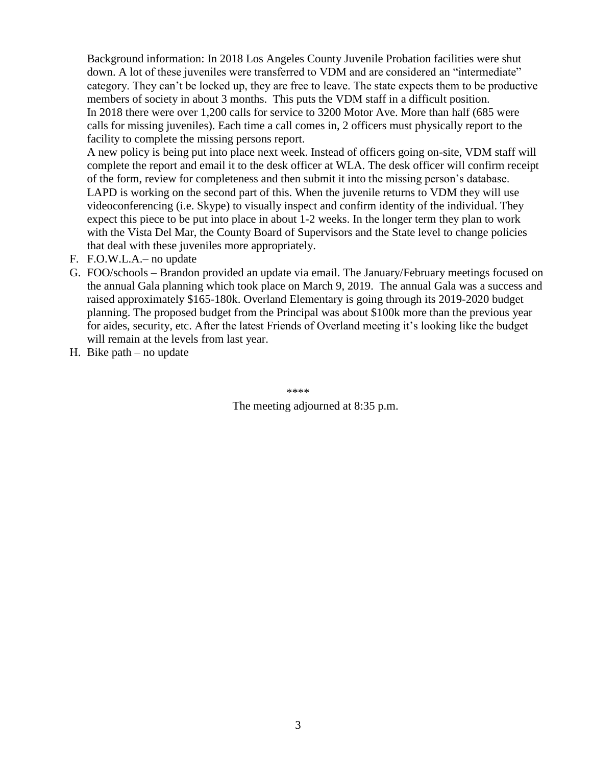Background information: In 2018 Los Angeles County Juvenile Probation facilities were shut down. A lot of these juveniles were transferred to VDM and are considered an "intermediate" category. They can't be locked up, they are free to leave. The state expects them to be productive members of society in about 3 months. This puts the VDM staff in a difficult position.
In 2018 there were over 1,200 calls for service to 3200 Motor Ave. More than half (685 were calls for missing juveniles). Each time a call comes in, 2 officers must physically report to the facility to complete the missing persons report.
A new policy is being put into place next week. Instead of officers going on-site, VDM staff will complete the report and email it to the desk officer at WLA. The desk officer will confirm receipt of the form, review for completeness and then submit it into the missing person's database.
LAPD is working on the second part of this. When the juvenile returns to VDM they will use videoconferencing (i.e. Skype) to visually inspect and confirm identity of the individual. They expect this piece to be put into place in about 1-2 weeks. In the longer term they plan to work with the Vista Del Mar, the County Board of Supervisors and the State level to change policies that deal with these juveniles more appropriately.

F. F.O.W.L.A.– no update
G. FOO/schools – Brandon provided an update via email. The January/February meetings focused on the annual Gala planning which took place on March 9, 2019. The annual Gala was a success and raised approximately $165-180k. Overland Elementary is going through its 2019-2020 budget planning. The proposed budget from the Principal was about $100k more than the previous year for aides, security, etc. After the latest Friends of Overland meeting it's looking like the budget will remain at the levels from last year.
H. Bike path – no update

****

The meeting adjourned at 8:35 p.m.